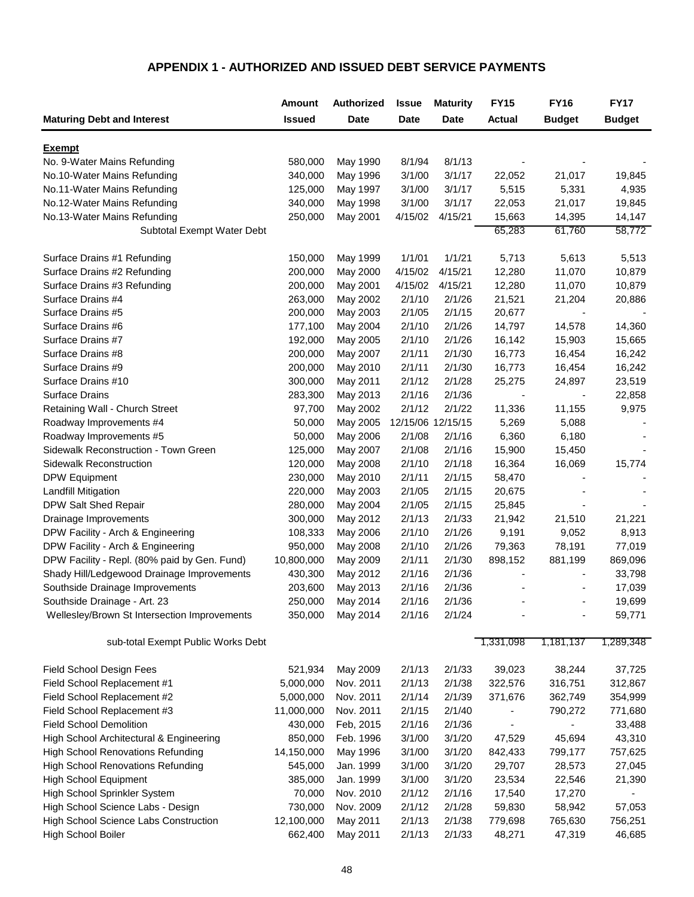# APPENDIX 1 - AUTHORIZED AND ISSUED DEBT SERVICE PAYMENTS

| Maturing Debt and Interest | Amount Issued | Authorized Date | Issue Date | Maturity Date | FY15 Actual | FY16 Budget | FY17 Budget |
|---|---|---|---|---|---|---|---|
| **Exempt** | | | | | | | |
| No. 9-Water Mains Refunding | 580,000 | May 1990 | 8/1/94 | 8/1/13 | - | - | - |
| No.10-Water Mains Refunding | 340,000 | May 1996 | 3/1/00 | 3/1/17 | 22,052 | 21,017 | 19,845 |
| No.11-Water Mains Refunding | 125,000 | May 1997 | 3/1/00 | 3/1/17 | 5,515 | 5,331 | 4,935 |
| No.12-Water Mains Refunding | 340,000 | May 1998 | 3/1/00 | 3/1/17 | 22,053 | 21,017 | 19,845 |
| No.13-Water Mains Refunding | 250,000 | May 2001 | 4/15/02 | 4/15/21 | 15,663 | 14,395 | 14,147 |
| Subtotal Exempt Water Debt | | | | | 65,283 | 61,760 | 58,772 |
| Surface Drains #1 Refunding | 150,000 | May 1999 | 1/1/01 | 1/1/21 | 5,713 | 5,613 | 5,513 |
| Surface Drains #2 Refunding | 200,000 | May 2000 | 4/15/02 | 4/15/21 | 12,280 | 11,070 | 10,879 |
| Surface Drains #3 Refunding | 200,000 | May 2001 | 4/15/02 | 4/15/21 | 12,280 | 11,070 | 10,879 |
| Surface Drains #4 | 263,000 | May 2002 | 2/1/10 | 2/1/26 | 21,521 | 21,204 | 20,886 |
| Surface Drains #5 | 200,000 | May 2003 | 2/1/05 | 2/1/15 | 20,677 | - | - |
| Surface Drains #6 | 177,100 | May 2004 | 2/1/10 | 2/1/26 | 14,797 | 14,578 | 14,360 |
| Surface Drains #7 | 192,000 | May 2005 | 2/1/10 | 2/1/26 | 16,142 | 15,903 | 15,665 |
| Surface Drains #8 | 200,000 | May 2007 | 2/1/11 | 2/1/30 | 16,773 | 16,454 | 16,242 |
| Surface Drains #9 | 200,000 | May 2010 | 2/1/11 | 2/1/30 | 16,773 | 16,454 | 16,242 |
| Surface Drains #10 | 300,000 | May 2011 | 2/1/12 | 2/1/28 | 25,275 | 24,897 | 23,519 |
| Surface Drains | 283,300 | May 2013 | 2/1/16 | 2/1/36 | - | - | 22,858 |
| Retaining Wall - Church Street | 97,700 | May 2002 | 2/1/12 | 2/1/22 | 11,336 | 11,155 | 9,975 |
| Roadway Improvements #4 | 50,000 | May 2005 | 12/15/06 | 12/15/15 | 5,269 | 5,088 | - |
| Roadway Improvements #5 | 50,000 | May 2006 | 2/1/08 | 2/1/16 | 6,360 | 6,180 | - |
| Sidewalk Reconstruction - Town Green | 125,000 | May 2007 | 2/1/08 | 2/1/16 | 15,900 | 15,450 | - |
| Sidewalk Reconstruction | 120,000 | May 2008 | 2/1/10 | 2/1/18 | 16,364 | 16,069 | 15,774 |
| DPW Equipment | 230,000 | May 2010 | 2/1/11 | 2/1/15 | 58,470 | - | - |
| Landfill Mitigation | 220,000 | May 2003 | 2/1/05 | 2/1/15 | 20,675 | - | - |
| DPW Salt Shed Repair | 280,000 | May 2004 | 2/1/05 | 2/1/15 | 25,845 | - | - |
| Drainage Improvements | 300,000 | May 2012 | 2/1/13 | 2/1/33 | 21,942 | 21,510 | 21,221 |
| DPW Facility - Arch & Engineering | 108,333 | May 2006 | 2/1/10 | 2/1/26 | 9,191 | 9,052 | 8,913 |
| DPW Facility - Arch & Engineering | 950,000 | May 2008 | 2/1/10 | 2/1/26 | 79,363 | 78,191 | 77,019 |
| DPW Facility - Repl. (80% paid by Gen. Fund) | 10,800,000 | May 2009 | 2/1/11 | 2/1/30 | 898,152 | 881,199 | 869,096 |
| Shady Hill/Ledgewood Drainage Improvements | 430,300 | May 2012 | 2/1/16 | 2/1/36 | - | - | 33,798 |
| Southside Drainage Improvements | 203,600 | May 2013 | 2/1/16 | 2/1/36 | - | - | 17,039 |
| Southside Drainage - Art. 23 | 250,000 | May 2014 | 2/1/16 | 2/1/36 | - | - | 19,699 |
| Wellesley/Brown St Intersection Improvements | 350,000 | May 2014 | 2/1/16 | 2/1/24 | - | - | 59,771 |
| sub-total Exempt Public Works Debt | | | | | 1,331,098 | 1,181,137 | 1,289,348 |
| Field School Design Fees | 521,934 | May 2009 | 2/1/13 | 2/1/33 | 39,023 | 38,244 | 37,725 |
| Field School Replacement #1 | 5,000,000 | Nov. 2011 | 2/1/13 | 2/1/38 | 322,576 | 316,751 | 312,867 |
| Field School Replacement #2 | 5,000,000 | Nov. 2011 | 2/1/14 | 2/1/39 | 371,676 | 362,749 | 354,999 |
| Field School Replacement #3 | 11,000,000 | Nov. 2011 | 2/1/15 | 2/1/40 | - | 790,272 | 771,680 |
| Field School Demolition | 430,000 | Feb, 2015 | 2/1/16 | 2/1/36 | - | - | 33,488 |
| High School Architectural & Engineering | 850,000 | Feb. 1996 | 3/1/00 | 3/1/20 | 47,529 | 45,694 | 43,310 |
| High School Renovations Refunding | 14,150,000 | May 1996 | 3/1/00 | 3/1/20 | 842,433 | 799,177 | 757,625 |
| High School Renovations Refunding | 545,000 | Jan. 1999 | 3/1/00 | 3/1/20 | 29,707 | 28,573 | 27,045 |
| High School Equipment | 385,000 | Jan. 1999 | 3/1/00 | 3/1/20 | 23,534 | 22,546 | 21,390 |
| High School Sprinkler System | 70,000 | Nov. 2010 | 2/1/12 | 2/1/16 | 17,540 | 17,270 | - |
| High School Science Labs - Design | 730,000 | Nov. 2009 | 2/1/12 | 2/1/28 | 59,830 | 58,942 | 57,053 |
| High School Science Labs Construction | 12,100,000 | May 2011 | 2/1/13 | 2/1/38 | 779,698 | 765,630 | 756,251 |
| High School Boiler | 662,400 | May 2011 | 2/1/13 | 2/1/33 | 48,271 | 47,319 | 46,685 |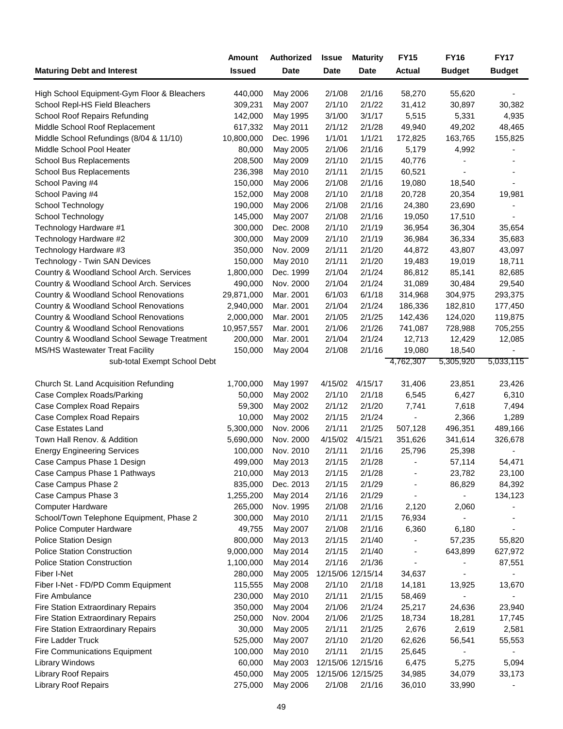| Maturing Debt and Interest | Amount Issued | Authorized Date | Issue Date | Maturity Date | FY15 Actual | FY16 Budget | FY17 Budget |
|---|---|---|---|---|---|---|---|
| High School Equipment-Gym Floor & Bleachers | 440,000 | May 2006 | 2/1/08 | 2/1/16 | 58,270 | 55,620 | - |
| School Repl-HS Field Bleachers | 309,231 | May 2007 | 2/1/10 | 2/1/22 | 31,412 | 30,897 | 30,382 |
| School Roof Repairs Refunding | 142,000 | May 1995 | 3/1/00 | 3/1/17 | 5,515 | 5,331 | 4,935 |
| Middle School Roof Replacement | 617,332 | May 2011 | 2/1/12 | 2/1/28 | 49,940 | 49,202 | 48,465 |
| Middle School Refundings (8/04 & 11/10) | 10,800,000 | Dec. 1996 | 1/1/01 | 1/1/21 | 172,825 | 163,765 | 155,825 |
| Middle School Pool Heater | 80,000 | May 2005 | 2/1/06 | 2/1/16 | 5,179 | 4,992 | - |
| School Bus Replacements | 208,500 | May 2009 | 2/1/10 | 2/1/15 | 40,776 | - | - |
| School Bus Replacements | 236,398 | May 2010 | 2/1/11 | 2/1/15 | 60,521 | - | - |
| School Paving #4 | 150,000 | May 2006 | 2/1/08 | 2/1/16 | 19,080 | 18,540 | - |
| School Paving #4 | 152,000 | May 2008 | 2/1/10 | 2/1/18 | 20,728 | 20,354 | 19,981 |
| School Technology | 190,000 | May 2006 | 2/1/08 | 2/1/16 | 24,380 | 23,690 | - |
| School Technology | 145,000 | May 2007 | 2/1/08 | 2/1/16 | 19,050 | 17,510 | - |
| Technology Hardware #1 | 300,000 | Dec. 2008 | 2/1/10 | 2/1/19 | 36,954 | 36,304 | 35,654 |
| Technology Hardware #2 | 300,000 | May 2009 | 2/1/10 | 2/1/19 | 36,984 | 36,334 | 35,683 |
| Technology Hardware #3 | 350,000 | Nov. 2009 | 2/1/11 | 2/1/20 | 44,872 | 43,807 | 43,097 |
| Technology - Twin SAN Devices | 150,000 | May 2010 | 2/1/11 | 2/1/20 | 19,483 | 19,019 | 18,711 |
| Country & Woodland School Arch. Services | 1,800,000 | Dec. 1999 | 2/1/04 | 2/1/24 | 86,812 | 85,141 | 82,685 |
| Country & Woodland School Arch. Services | 490,000 | Nov. 2000 | 2/1/04 | 2/1/24 | 31,089 | 30,484 | 29,540 |
| Country & Woodland School Renovations | 29,871,000 | Mar. 2001 | 6/1/03 | 6/1/18 | 314,968 | 304,975 | 293,375 |
| Country & Woodland School Renovations | 2,940,000 | Mar. 2001 | 2/1/04 | 2/1/24 | 186,336 | 182,810 | 177,450 |
| Country & Woodland School Renovations | 2,000,000 | Mar. 2001 | 2/1/05 | 2/1/25 | 142,436 | 124,020 | 119,875 |
| Country & Woodland School Renovations | 10,957,557 | Mar. 2001 | 2/1/06 | 2/1/26 | 741,087 | 728,988 | 705,255 |
| Country & Woodland School Sewage Treatment | 200,000 | Mar. 2001 | 2/1/04 | 2/1/24 | 12,713 | 12,429 | 12,085 |
| MS/HS Wastewater Treat Facility | 150,000 | May 2004 | 2/1/08 | 2/1/16 | 19,080 | 18,540 | - |
| sub-total Exempt School Debt | | | | | 4,762,307 | 5,305,920 | 5,033,115 |
| Church St. Land Acquisition Refunding | 1,700,000 | May 1997 | 4/15/02 | 4/15/17 | 31,406 | 23,851 | 23,426 |
| Case Complex Roads/Parking | 50,000 | May 2002 | 2/1/10 | 2/1/18 | 6,545 | 6,427 | 6,310 |
| Case Complex Road Repairs | 59,300 | May 2002 | 2/1/12 | 2/1/20 | 7,741 | 7,618 | 7,494 |
| Case Complex Road Repairs | 10,000 | May 2002 | 2/1/15 | 2/1/24 | - | 2,366 | 1,289 |
| Case Estates Land | 5,300,000 | Nov. 2006 | 2/1/11 | 2/1/25 | 507,128 | 496,351 | 489,166 |
| Town Hall Renov. & Addition | 5,690,000 | Nov. 2000 | 4/15/02 | 4/15/21 | 351,626 | 341,614 | 326,678 |
| Energy Engineering Services | 100,000 | Nov. 2010 | 2/1/11 | 2/1/16 | 25,796 | 25,398 | - |
| Case Campus Phase 1 Design | 499,000 | May 2013 | 2/1/15 | 2/1/28 | - | 57,114 | 54,471 |
| Case Campus Phase 1 Pathways | 210,000 | May 2013 | 2/1/15 | 2/1/28 | - | 23,782 | 23,100 |
| Case Campus Phase 2 | 835,000 | Dec. 2013 | 2/1/15 | 2/1/29 | - | 86,829 | 84,392 |
| Case Campus Phase 3 | 1,255,200 | May 2014 | 2/1/16 | 2/1/29 | - | - | 134,123 |
| Computer Hardware | 265,000 | Nov. 1995 | 2/1/08 | 2/1/16 | 2,120 | 2,060 | - |
| School/Town Telephone Equipment, Phase 2 | 300,000 | May 2010 | 2/1/11 | 2/1/15 | 76,934 | - | - |
| Police Computer Hardware | 49,755 | May 2007 | 2/1/08 | 2/1/16 | 6,360 | 6,180 | - |
| Police Station Design | 800,000 | May 2013 | 2/1/15 | 2/1/40 | - | 57,235 | 55,820 |
| Police Station Construction | 9,000,000 | May 2014 | 2/1/15 | 2/1/40 | - | 643,899 | 627,972 |
| Police Station Construction | 1,100,000 | May 2014 | 2/1/16 | 2/1/36 | - | - | 87,551 |
| Fiber I-Net | 280,000 | May 2005 | 12/15/06 | 12/15/14 | 34,637 | - | - |
| Fiber I-Net - FD/PD Comm Equipment | 115,555 | May 2008 | 2/1/10 | 2/1/18 | 14,181 | 13,925 | 13,670 |
| Fire Ambulance | 230,000 | May 2010 | 2/1/11 | 2/1/15 | 58,469 | - | - |
| Fire Station Extraordinary Repairs | 350,000 | May 2004 | 2/1/06 | 2/1/24 | 25,217 | 24,636 | 23,940 |
| Fire Station Extraordinary Repairs | 250,000 | Nov. 2004 | 2/1/06 | 2/1/25 | 18,734 | 18,281 | 17,745 |
| Fire Station Extraordinary Repairs | 30,000 | May 2005 | 2/1/11 | 2/1/25 | 2,676 | 2,619 | 2,581 |
| Fire Ladder Truck | 525,000 | May 2007 | 2/1/10 | 2/1/20 | 62,626 | 56,541 | 55,553 |
| Fire Communications Equipment | 100,000 | May 2010 | 2/1/11 | 2/1/15 | 25,645 | - | - |
| Library Windows | 60,000 | May 2003 | 12/15/06 | 12/15/16 | 6,475 | 5,275 | 5,094 |
| Library Roof Repairs | 450,000 | May 2005 | 12/15/06 | 12/15/25 | 34,985 | 34,079 | 33,173 |
| Library Roof Repairs | 275,000 | May 2006 | 2/1/08 | 2/1/16 | 36,010 | 33,990 | - |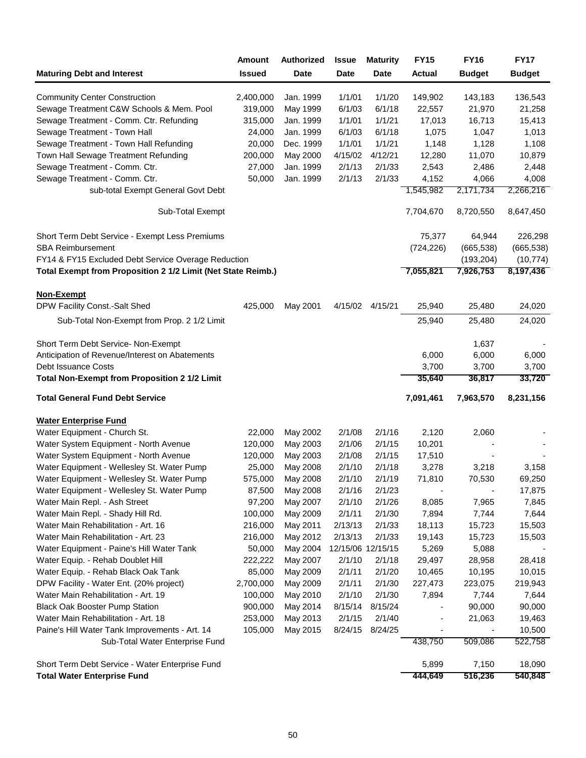| Maturing Debt and Interest | Amount Issued | Authorized Date | Issue Date | Maturity Date | FY15 Actual | FY16 Budget | FY17 Budget |
|---|---|---|---|---|---|---|---|
| Community Center Construction | 2,400,000 | Jan. 1999 | 1/1/01 | 1/1/20 | 149,902 | 143,183 | 136,543 |
| Sewage Treatment C&W Schools & Mem. Pool | 319,000 | May 1999 | 6/1/03 | 6/1/18 | 22,557 | 21,970 | 21,258 |
| Sewage Treatment - Comm. Ctr. Refunding | 315,000 | Jan. 1999 | 1/1/01 | 1/1/21 | 17,013 | 16,713 | 15,413 |
| Sewage Treatment - Town Hall | 24,000 | Jan. 1999 | 6/1/03 | 6/1/18 | 1,075 | 1,047 | 1,013 |
| Sewage Treatment - Town Hall Refunding | 20,000 | Dec. 1999 | 1/1/01 | 1/1/21 | 1,148 | 1,128 | 1,108 |
| Town Hall Sewage Treatment Refunding | 200,000 | May 2000 | 4/15/02 | 4/12/21 | 12,280 | 11,070 | 10,879 |
| Sewage Treatment - Comm. Ctr. | 27,000 | Jan. 1999 | 2/1/13 | 2/1/33 | 2,543 | 2,486 | 2,448 |
| Sewage Treatment - Comm. Ctr. | 50,000 | Jan. 1999 | 2/1/13 | 2/1/33 | 4,152 | 4,066 | 4,008 |
| sub-total Exempt General Govt Debt | | | | | 1,545,982 | 2,171,734 | 2,266,216 |
| Sub-Total Exempt | | | | | 7,704,670 | 8,720,550 | 8,647,450 |
| Short Term Debt Service - Exempt Less Premiums | | | | | 75,377 | 64,944 | 226,298 |
| SBA Reimbursement | | | | | (724,226) | (665,538) | (665,538) |
| FY14 & FY15 Excluded Debt Service Overage Reduction | | | | | | (193,204) | (10,774) |
| **Total Exempt from Proposition 2 1/2 Limit (Net State Reimb.)** | | | | | **7,055,821** | **7,926,753** | **8,197,436** |
| **Non-Exempt** | | | | | | | |
| DPW Facility Const.-Salt Shed | 425,000 | May 2001 | 4/15/02 | 4/15/21 | 25,940 | 25,480 | 24,020 |
| Sub-Total Non-Exempt from Prop. 2 1/2 Limit | | | | | 25,940 | 25,480 | 24,020 |
| Short Term Debt Service- Non-Exempt | | | | | | 1,637 | - |
| Anticipation of Revenue/Interest on Abatements | | | | | 6,000 | 6,000 | 6,000 |
| Debt Issuance Costs | | | | | 3,700 | 3,700 | 3,700 |
| **Total Non-Exempt from Proposition 2 1/2 Limit** | | | | | **35,640** | **36,817** | **33,720** |
| **Total General Fund Debt Service** | | | | | **7,091,461** | **7,963,570** | **8,231,156** |
| **Water Enterprise Fund** | | | | | | | |
| Water Equipment - Church St. | 22,000 | May 2002 | 2/1/08 | 2/1/16 | 2,120 | 2,060 | - |
| Water System Equipment - North Avenue | 120,000 | May 2003 | 2/1/06 | 2/1/15 | 10,201 | - | - |
| Water System Equipment - North Avenue | 120,000 | May 2003 | 2/1/08 | 2/1/15 | 17,510 | - | - |
| Water Equipment - Wellesley St. Water Pump | 25,000 | May 2008 | 2/1/10 | 2/1/18 | 3,278 | 3,218 | 3,158 |
| Water Equipment - Wellesley St. Water Pump | 575,000 | May 2008 | 2/1/10 | 2/1/19 | 71,810 | 70,530 | 69,250 |
| Water Equipment - Wellesley St. Water Pump | 87,500 | May 2008 | 2/1/16 | 2/1/23 | - | - | 17,875 |
| Water Main Repl. - Ash Street | 97,200 | May 2007 | 2/1/10 | 2/1/26 | 8,085 | 7,965 | 7,845 |
| Water Main Repl. - Shady Hill Rd. | 100,000 | May 2009 | 2/1/11 | 2/1/30 | 7,894 | 7,744 | 7,644 |
| Water Main Rehabilitation - Art. 16 | 216,000 | May 2011 | 2/13/13 | 2/1/33 | 18,113 | 15,723 | 15,503 |
| Water Main Rehabilitation - Art. 23 | 216,000 | May 2012 | 2/13/13 | 2/1/33 | 19,143 | 15,723 | 15,503 |
| Water Equipment - Paine's Hill Water Tank | 50,000 | May 2004 | 12/15/06 | 12/15/15 | 5,269 | 5,088 | - |
| Water Equip. - Rehab Doublet Hill | 222,222 | May 2007 | 2/1/10 | 2/1/18 | 29,497 | 28,958 | 28,418 |
| Water Equip. - Rehab Black Oak Tank | 85,000 | May 2009 | 2/1/11 | 2/1/20 | 10,465 | 10,195 | 10,015 |
| DPW Facility - Water Ent. (20% project) | 2,700,000 | May 2009 | 2/1/11 | 2/1/30 | 227,473 | 223,075 | 219,943 |
| Water Main Rehabilitation - Art. 19 | 100,000 | May 2010 | 2/1/10 | 2/1/30 | 7,894 | 7,744 | 7,644 |
| Black Oak Booster Pump Station | 900,000 | May 2014 | 8/15/14 | 8/15/24 | - | 90,000 | 90,000 |
| Water Main Rehabilitation - Art. 18 | 253,000 | May 2013 | 2/1/15 | 2/1/40 | - | 21,063 | 19,463 |
| Paine's Hill Water Tank Improvements - Art. 14 | 105,000 | May 2015 | 8/24/15 | 8/24/25 | - | - | 10,500 |
| Sub-Total Water Enterprise Fund | | | | | 438,750 | 509,086 | 522,758 |
| Short Term Debt Service - Water Enterprise Fund | | | | | 5,899 | 7,150 | 18,090 |
| **Total Water Enterprise Fund** | | | | | **444,649** | **516,236** | **540,848** |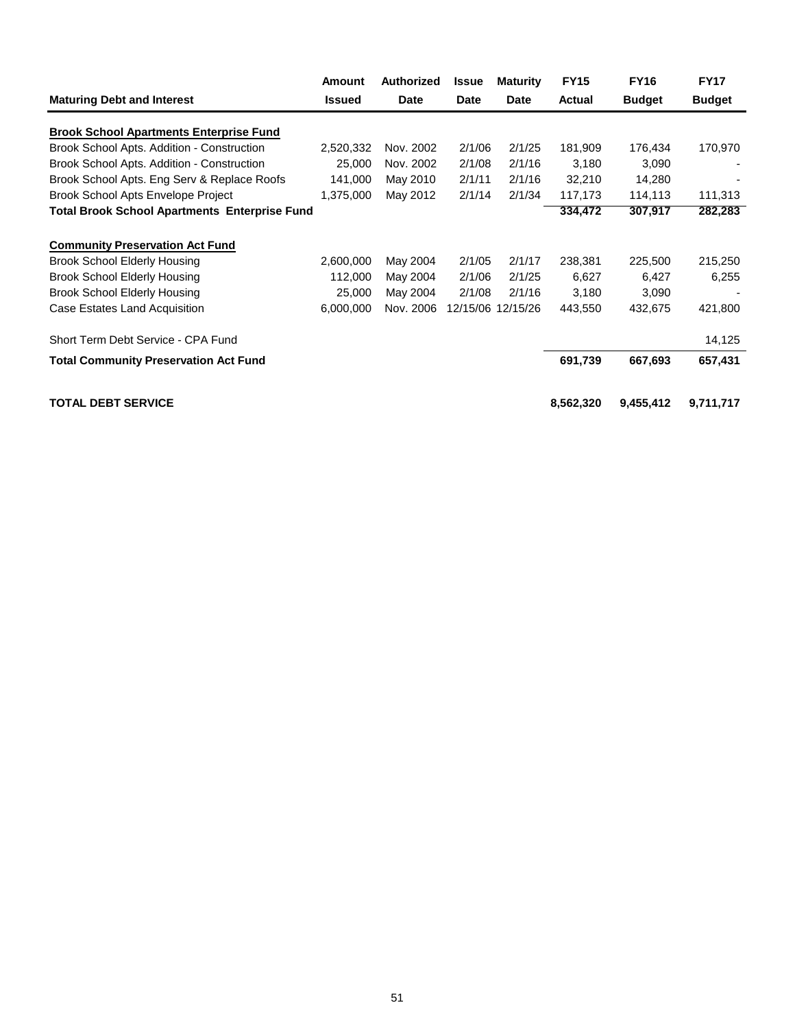| Maturing Debt and Interest | Amount Issued | Authorized Date | Issue Date | Maturity Date | FY15 Actual | FY16 Budget | FY17 Budget |
|---|---|---|---|---|---|---|---|
| **Brook School Apartments Enterprise Fund** | | | | | | | |
| Brook School Apts. Addition - Construction | 2,520,332 | Nov. 2002 | 2/1/06 | 2/1/25 | 181,909 | 176,434 | 170,970 |
| Brook School Apts. Addition - Construction | 25,000 | Nov. 2002 | 2/1/08 | 2/1/16 | 3,180 | 3,090 | - |
| Brook School Apts. Eng Serv & Replace Roofs | 141,000 | May 2010 | 2/1/11 | 2/1/16 | 32,210 | 14,280 | - |
| Brook School Apts Envelope Project | 1,375,000 | May 2012 | 2/1/14 | 2/1/34 | 117,173 | 114,113 | 111,313 |
| **Total Brook School Apartments Enterprise Fund** | | | | | **334,472** | **307,917** | **282,283** |
| **Community Preservation Act Fund** | | | | | | | |
| Brook School Elderly Housing | 2,600,000 | May 2004 | 2/1/05 | 2/1/17 | 238,381 | 225,500 | 215,250 |
| Brook School Elderly Housing | 112,000 | May 2004 | 2/1/06 | 2/1/25 | 6,627 | 6,427 | 6,255 |
| Brook School Elderly Housing | 25,000 | May 2004 | 2/1/08 | 2/1/16 | 3,180 | 3,090 | - |
| Case Estates Land Acquisition | 6,000,000 | Nov. 2006 | 12/15/06 | 12/15/26 | 443,550 | 432,675 | 421,800 |
| Short Term Debt Service - CPA Fund | | | | | | | 14,125 |
| **Total Community Preservation Act Fund** | | | | | **691,739** | **667,693** | **657,431** |
| **TOTAL DEBT SERVICE** | | | | | **8,562,320** | **9,455,412** | **9,711,717** |